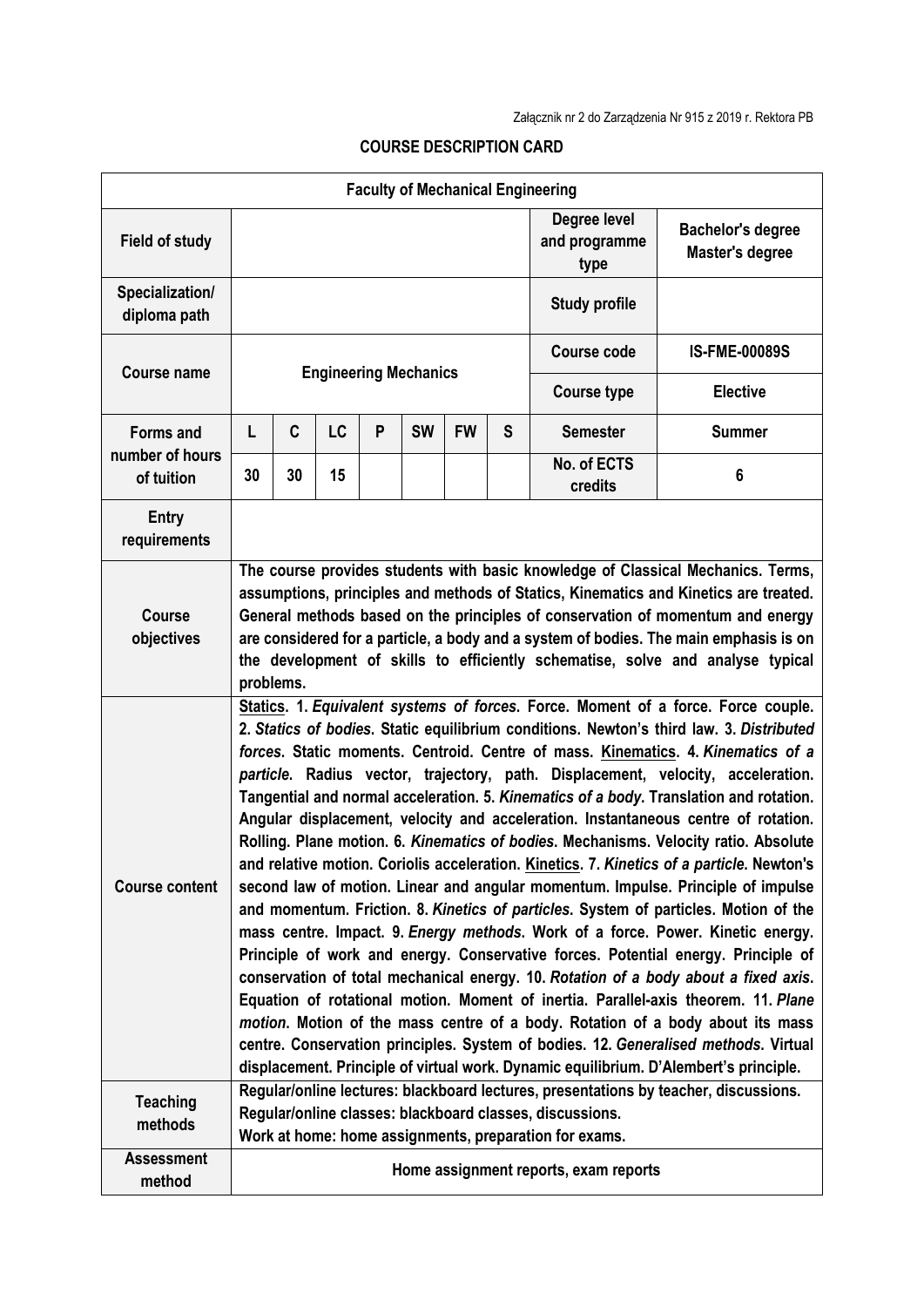Załącznik nr 2 do Zarządzenia Nr 915 z 2019 r. Rektora PB

## COURSE DESCRIPTION CARD

| Faculty of Mechanical Engineering | | | | | | | | | |
|---|---|---|---|---|---|---|---|---|---|
| **Field of study** | | | | | | | | **Degree level and programme type** | **Bachelor's degree Master's degree** |
| **Specialization/ diploma path** | | | | | | | | **Study profile** | |
| **Course name** | **Engineering Mechanics** | | | | | | | **Course code** | **IS-FME-00089S** |
| | | | | | | | | **Course type** | **Elective** |
| **Forms and number of hours of tuition** | **L** | **C** | **LC** | **P** | **SW** | **FW** | **S** | **Semester** | **Summer** |
| | **30** | **30** | **15** | | | | | **No. of ECTS credits** | **6** |
| **Entry requirements** | | | | | | | | | |
| **Course objectives** | **The course provides students with basic knowledge of Classical Mechanics. Terms, assumptions, principles and methods of Statics, Kinematics and Kinetics are treated. General methods based on the principles of conservation of momentum and energy are considered for a particle, a body and a system of bodies. The main emphasis is on the development of skills to efficiently schematise, solve and analyse typical problems.** | | | | | | | | |
| **Course content** | **<u>Statics</u>. 1. *Equivalent systems of forces*. Force. Moment of a force. Force couple. 2. *Statics of bodies*. Static equilibrium conditions. Newton's third law. 3. *Distributed forces*. Static moments. Centroid. Centre of mass. <u>Kinematics</u>. 4. *Kinematics of a particle*. Radius vector, trajectory, path. Displacement, velocity, acceleration. Tangential and normal acceleration. 5. *Kinematics of a body*. Translation and rotation. Angular displacement, velocity and acceleration. Instantaneous centre of rotation. Rolling. Plane motion. 6. *Kinematics of bodies*. Mechanisms. Velocity ratio. Absolute and relative motion. Coriolis acceleration. <u>Kinetics</u>. 7. *Kinetics of a particle*. Newton's second law of motion. Linear and angular momentum. Impulse. Principle of impulse and momentum. Friction. 8. *Kinetics of particles*. System of particles. Motion of the mass centre. Impact. 9. *Energy methods*. Work of a force. Power. Kinetic energy. Principle of work and energy. Conservative forces. Potential energy. Principle of conservation of total mechanical energy. 10. *Rotation of a body about a fixed axis*. Equation of rotational motion. Moment of inertia. Parallel-axis theorem. 11. *Plane motion*. Motion of the mass centre of a body. Rotation of a body about its mass centre. Conservation principles. System of bodies. 12. *Generalised methods*. Virtual displacement. Principle of virtual work. Dynamic equilibrium. D'Alembert's principle.** | | | | | | | | |
| **Teaching methods** | **Regular/online lectures: blackboard lectures, presentations by teacher, discussions. Regular/online classes: blackboard classes, discussions. Work at home: home assignments, preparation for exams.** | | | | | | | | |
| **Assessment method** | **Home assignment reports, exam reports** | | | | | | | | |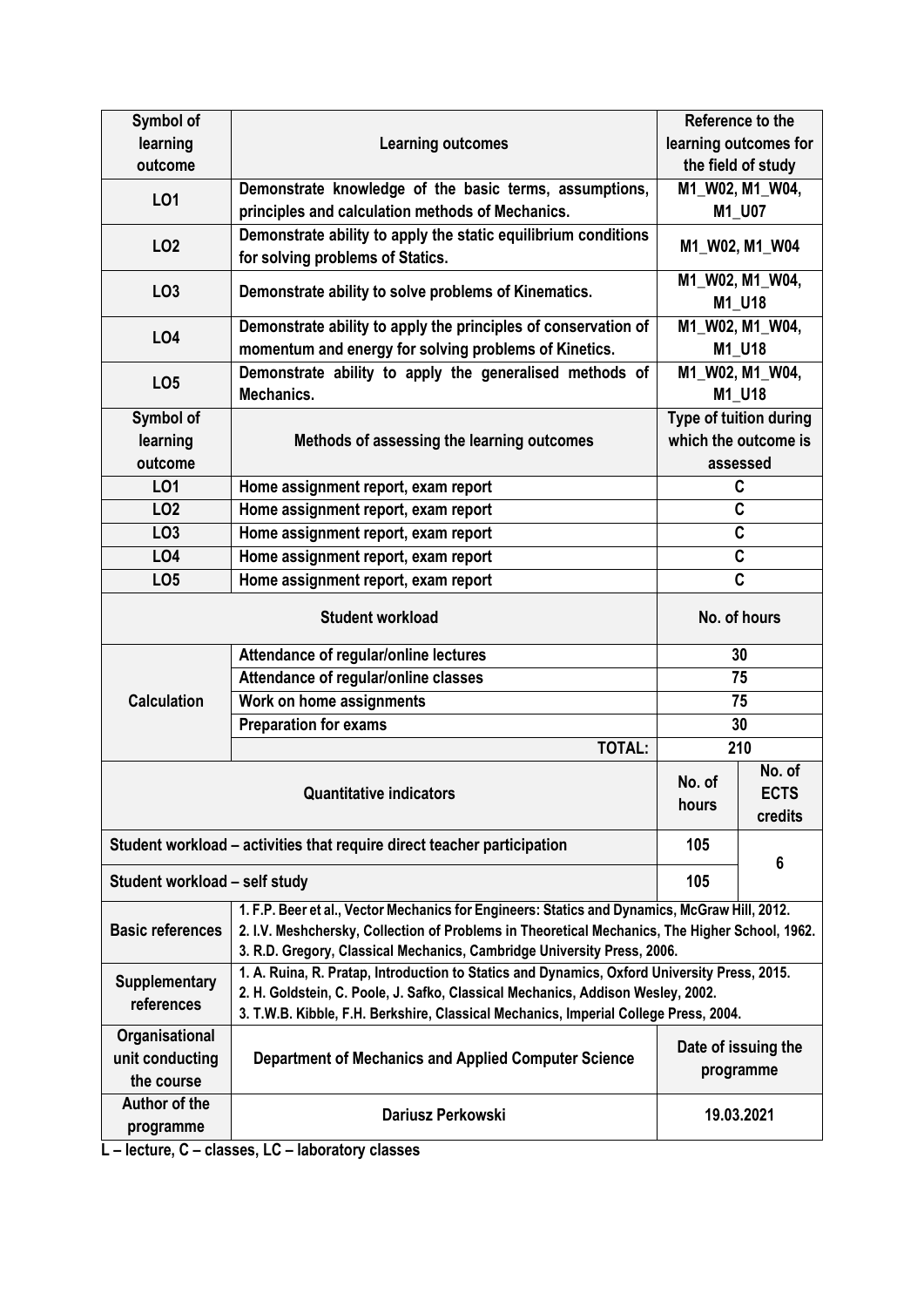| Symbol of learning outcome | Learning outcomes | Reference to the learning outcomes for the field of study | |
|---|---|---|---|
| LO1 | Demonstrate knowledge of the basic terms, assumptions, principles and calculation methods of Mechanics. | M1_W02, M1_W04, M1_U07 | |
| LO2 | Demonstrate ability to apply the static equilibrium conditions for solving problems of Statics. | M1_W02, M1_W04 | |
| LO3 | Demonstrate ability to solve problems of Kinematics. | M1_W02, M1_W04, M1_U18 | |
| LO4 | Demonstrate ability to apply the principles of conservation of momentum and energy for solving problems of Kinetics. | M1_W02, M1_W04, M1_U18 | |
| LO5 | Demonstrate ability to apply the generalised methods of Mechanics. | M1_W02, M1_W04, M1_U18 | |
| **Symbol of learning outcome** | **Methods of assessing the learning outcomes** | **Type of tuition during which the outcome is assessed** | |
| LO1 | Home assignment report, exam report | C | |
| LO2 | Home assignment report, exam report | C | |
| LO3 | Home assignment report, exam report | C | |
| LO4 | Home assignment report, exam report | C | |
| LO5 | Home assignment report, exam report | C | |
| **Student workload** | | **No. of hours** | |
| Calculation | Attendance of regular/online lectures | 30 | |
| | Attendance of regular/online classes | 75 | |
| | Work on home assignments | 75 | |
| | Preparation for exams | 30 | |
| | TOTAL: | 210 | |
| **Quantitative indicators** | | **No. of hours** | **No. of ECTS credits** |
| Student workload – activities that require direct teacher participation | | 105 | 6 |
| Student workload – self study | | 105 | |
| Basic references | 1. F.P. Beer et al., Vector Mechanics for Engineers: Statics and Dynamics, McGraw Hill, 2012.<br>2. I.V. Meshchersky, Collection of Problems in Theoretical Mechanics, The Higher School, 1962.<br>3. R.D. Gregory, Classical Mechanics, Cambridge University Press, 2006. | | |
| Supplementary references | 1. A. Ruina, R. Pratap, Introduction to Statics and Dynamics, Oxford University Press, 2015.<br>2. H. Goldstein, C. Poole, J. Safko, Classical Mechanics, Addison Wesley, 2002.<br>3. T.W.B. Kibble, F.H. Berkshire, Classical Mechanics, Imperial College Press, 2004. | | |
| Organisational unit conducting the course | Department of Mechanics and Applied Computer Science | Date of issuing the programme | |
| Author of the programme | Dariusz Perkowski | 19.03.2021 | |

L – lecture, C – classes, LC – laboratory classes